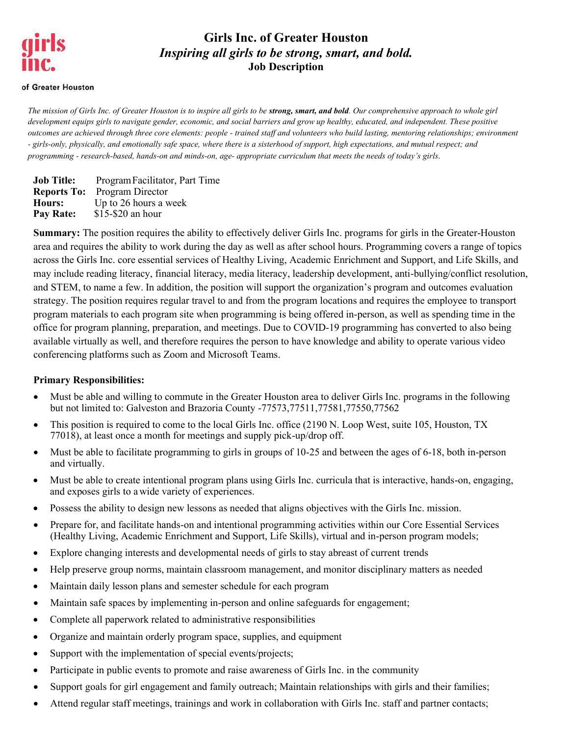girls inc.

of Greater Houston

# Girls Inc. of Greater Houston

## *Inspiring all girls to be strong, smart, and bold.*

### Job Description

*The mission of Girls Inc. of Greater Houston is to inspire all girls to be **strong, smart, and bold**. Our comprehensive approach to whole girl development equips girls to navigate gender, economic, and social barriers and grow up healthy, educated, and independent. These positive outcomes are achieved through three core elements: people - trained staff and volunteers who build lasting, mentoring relationships; environment - girls-only, physically, and emotionally safe space, where there is a sisterhood of support, high expectations, and mutual respect; and programming - research-based, hands-on and minds-on, age- appropriate curriculum that meets the needs of today's girls.*

**Job Title:** Program Facilitator, Part Time
**Reports To:** Program Director
**Hours:** Up to 26 hours a week
**Pay Rate:** $15-$20 an hour

**Summary:** The position requires the ability to effectively deliver Girls Inc. programs for girls in the Greater-Houston area and requires the ability to work during the day as well as after school hours. Programming covers a range of topics across the Girls Inc. core essential services of Healthy Living, Academic Enrichment and Support, and Life Skills, and may include reading literacy, financial literacy, media literacy, leadership development, anti-bullying/conflict resolution, and STEM, to name a few. In addition, the position will support the organization's program and outcomes evaluation strategy. The position requires regular travel to and from the program locations and requires the employee to transport program materials to each program site when programming is being offered in-person, as well as spending time in the office for program planning, preparation, and meetings. Due to COVID-19 programming has converted to also being available virtually as well, and therefore requires the person to have knowledge and ability to operate various video conferencing platforms such as Zoom and Microsoft Teams.

**Primary Responsibilities:**

- Must be able and willing to commute in the Greater Houston area to deliver Girls Inc. programs in the following but not limited to: Galveston and Brazoria County -77573,77511,77581,77550,77562
- This position is required to come to the local Girls Inc. office (2190 N. Loop West, suite 105, Houston, TX 77018), at least once a month for meetings and supply pick-up/drop off.
- Must be able to facilitate programming to girls in groups of 10-25 and between the ages of 6-18, both in-person and virtually.
- Must be able to create intentional program plans using Girls Inc. curricula that is interactive, hands-on, engaging, and exposes girls to a wide variety of experiences.
- Possess the ability to design new lessons as needed that aligns objectives with the Girls Inc. mission.
- Prepare for, and facilitate hands-on and intentional programming activities within our Core Essential Services (Healthy Living, Academic Enrichment and Support, Life Skills), virtual and in-person program models;
- Explore changing interests and developmental needs of girls to stay abreast of current trends
- Help preserve group norms, maintain classroom management, and monitor disciplinary matters as needed
- Maintain daily lesson plans and semester schedule for each program
- Maintain safe spaces by implementing in-person and online safeguards for engagement;
- Complete all paperwork related to administrative responsibilities
- Organize and maintain orderly program space, supplies, and equipment
- Support with the implementation of special events/projects;
- Participate in public events to promote and raise awareness of Girls Inc. in the community
- Support goals for girl engagement and family outreach; Maintain relationships with girls and their families;
- Attend regular staff meetings, trainings and work in collaboration with Girls Inc. staff and partner contacts;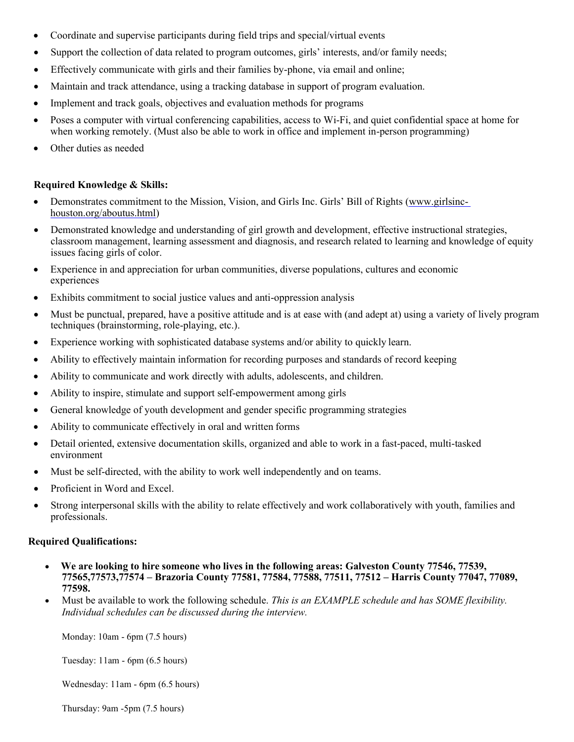- Coordinate and supervise participants during field trips and special/virtual events
- Support the collection of data related to program outcomes, girls' interests, and/or family needs;
- Effectively communicate with girls and their families by-phone, via email and online;
- Maintain and track attendance, using a tracking database in support of program evaluation.
- Implement and track goals, objectives and evaluation methods for programs
- Poses a computer with virtual conferencing capabilities, access to Wi-Fi, and quiet confidential space at home for when working remotely. (Must also be able to work in office and implement in-person programming)
- Other duties as needed

**Required Knowledge & Skills:**

- Demonstrates commitment to the Mission, Vision, and Girls Inc. Girls' Bill of Rights (www.girlsinc-houston.org/aboutus.html)
- Demonstrated knowledge and understanding of girl growth and development, effective instructional strategies, classroom management, learning assessment and diagnosis, and research related to learning and knowledge of equity issues facing girls of color.
- Experience in and appreciation for urban communities, diverse populations, cultures and economic experiences
- Exhibits commitment to social justice values and anti-oppression analysis
- Must be punctual, prepared, have a positive attitude and is at ease with (and adept at) using a variety of lively program techniques (brainstorming, role-playing, etc.).
- Experience working with sophisticated database systems and/or ability to quickly learn.
- Ability to effectively maintain information for recording purposes and standards of record keeping
- Ability to communicate and work directly with adults, adolescents, and children.
- Ability to inspire, stimulate and support self-empowerment among girls
- General knowledge of youth development and gender specific programming strategies
- Ability to communicate effectively in oral and written forms
- Detail oriented, extensive documentation skills, organized and able to work in a fast-paced, multi-tasked environment
- Must be self-directed, with the ability to work well independently and on teams.
- Proficient in Word and Excel.
- Strong interpersonal skills with the ability to relate effectively and work collaboratively with youth, families and professionals.

**Required Qualifications:**

- **We are looking to hire someone who lives in the following areas: Galveston County 77546, 77539, 77565,77573,77574 – Brazoria County 77581, 77584, 77588, 77511, 77512 – Harris County 77047, 77089, 77598.**
- Must be available to work the following schedule. *This is an EXAMPLE schedule and has SOME flexibility. Individual schedules can be discussed during the interview.*

  Monday: 10am - 6pm (7.5 hours)

  Tuesday: 11am - 6pm (6.5 hours)

  Wednesday: 11am - 6pm (6.5 hours)

  Thursday: 9am -5pm (7.5 hours)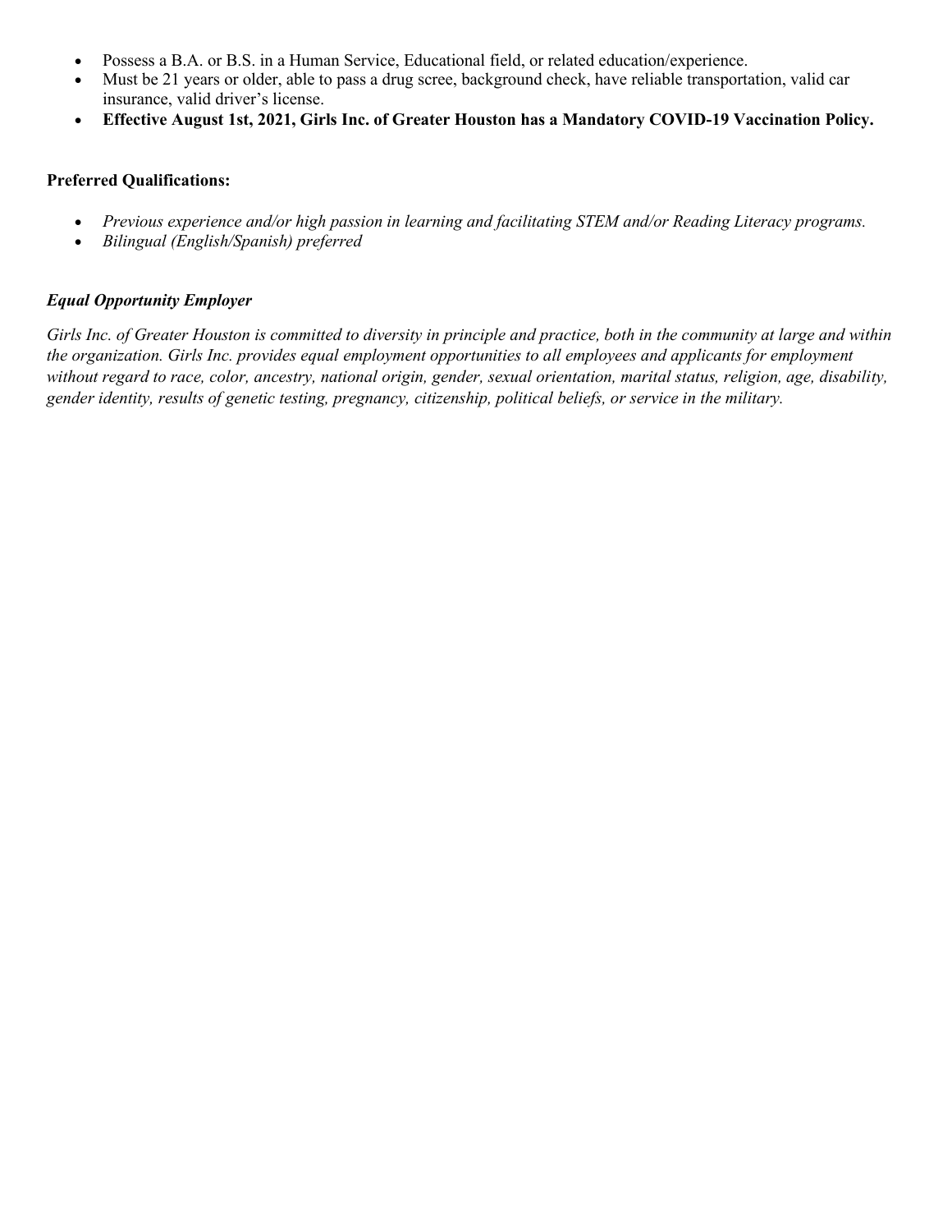- Possess a B.A. or B.S. in a Human Service, Educational field, or related education/experience.
- Must be 21 years or older, able to pass a drug scree, background check, have reliable transportation, valid car insurance, valid driver's license.
- **Effective August 1st, 2021, Girls Inc. of Greater Houston has a Mandatory COVID-19 Vaccination Policy.**

**Preferred Qualifications:**

- *Previous experience and/or high passion in learning and facilitating STEM and/or Reading Literacy programs.*
- *Bilingual (English/Spanish) preferred*

***Equal Opportunity Employer***

*Girls Inc. of Greater Houston is committed to diversity in principle and practice, both in the community at large and within the organization. Girls Inc. provides equal employment opportunities to all employees and applicants for employment without regard to race, color, ancestry, national origin, gender, sexual orientation, marital status, religion, age, disability, gender identity, results of genetic testing, pregnancy, citizenship, political beliefs, or service in the military.*